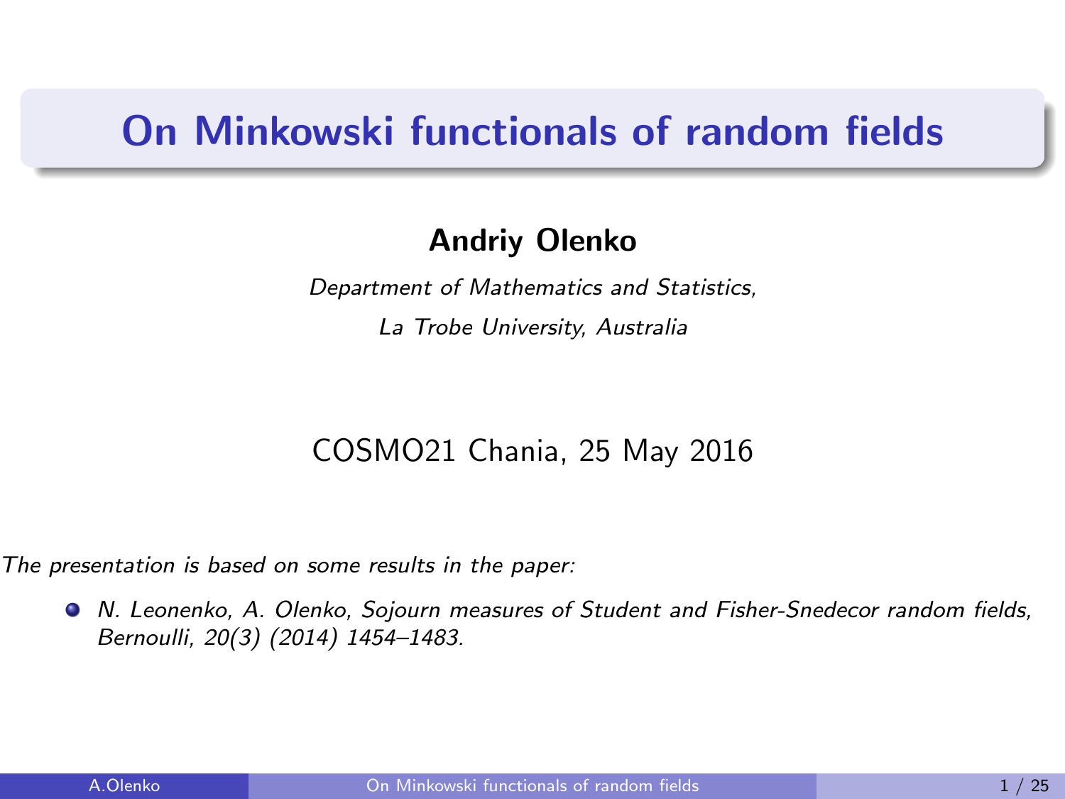# On Minkowski functionals of random fields

**Andriy Olenko**

*Department of Mathematics and Statistics,*

*La Trobe University, Australia*

COSMO21 Chania, 25 May 2016

*The presentation is based on some results in the paper:*

- *N. Leonenko, A. Olenko, Sojourn measures of Student and Fisher-Snedecor random fields, Bernoulli, 20(3) (2014) 1454–1483.*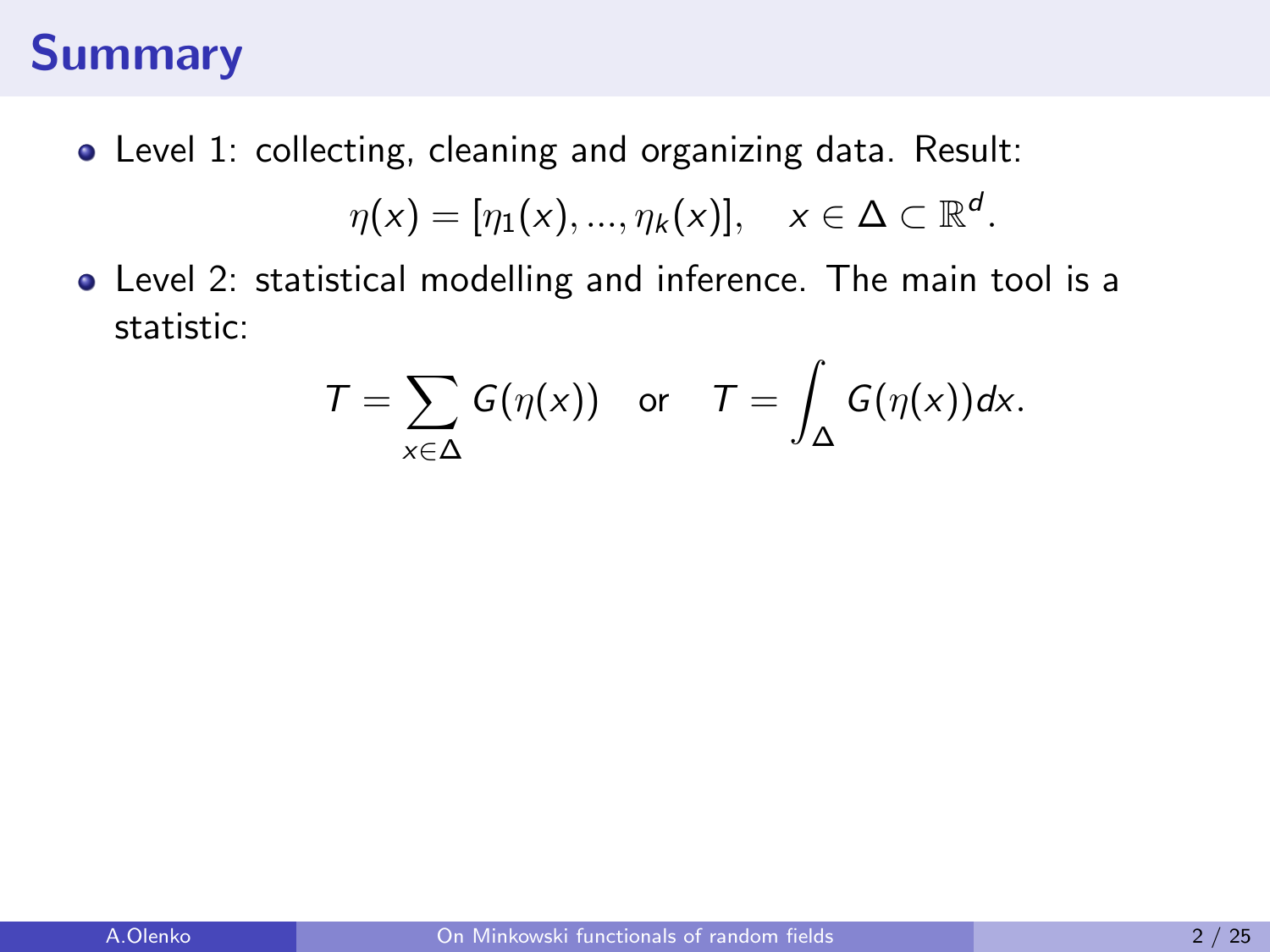# Summary

- Level 1: collecting, cleaning and organizing data. Result:

$$\eta(x) = [\eta_1(x), ..., \eta_k(x)], \quad x \in \Delta \subset \mathbb{R}^d.$$

- Level 2: statistical modelling and inference. The main tool is a statistic:

$$T = \sum_{x \in \Delta} G(\eta(x)) \quad \text{or} \quad T = \int_{\Delta} G(\eta(x))dx.$$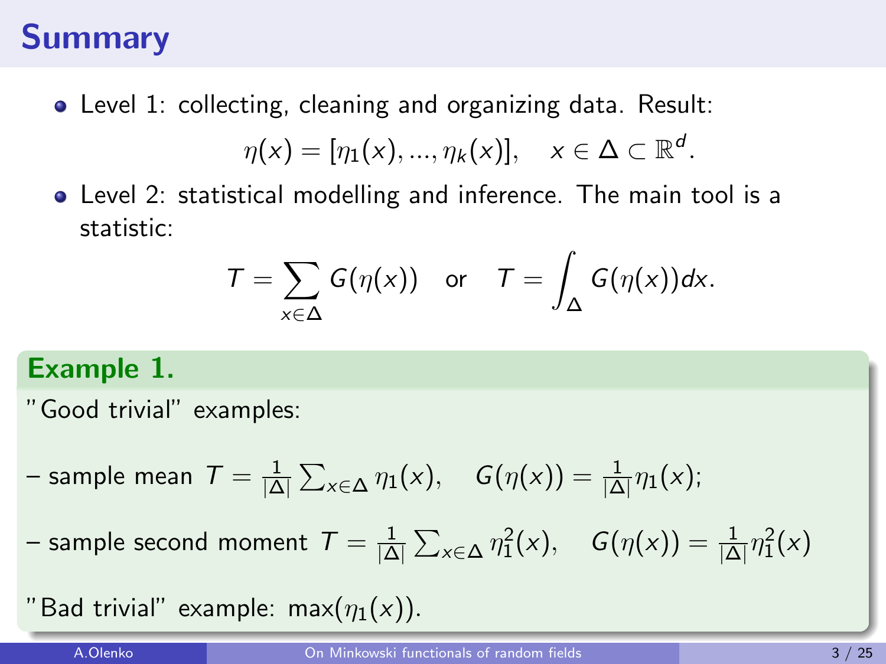# Summary

- Level 1: collecting, cleaning and organizing data. Result:

$$\eta(x) = [\eta_1(x), ..., \eta_k(x)], \quad x \in \Delta \subset \mathbb{R}^d.$$

- Level 2: statistical modelling and inference. The main tool is a statistic:

$$T = \sum_{x \in \Delta} G(\eta(x)) \quad \text{or} \quad T = \int_{\Delta} G(\eta(x)) dx.$$

**Example 1.**

"Good trivial" examples:

– sample mean $T = \frac{1}{|\Delta|} \sum_{x \in \Delta} \eta_1(x), \quad G(\eta(x)) = \frac{1}{|\Delta|} \eta_1(x);$

– sample second moment $T = \frac{1}{|\Delta|} \sum_{x \in \Delta} \eta_1^2(x), \quad G(\eta(x)) = \frac{1}{|\Delta|} \eta_1^2(x)$

"Bad trivial" example: $\max(\eta_1(x))$.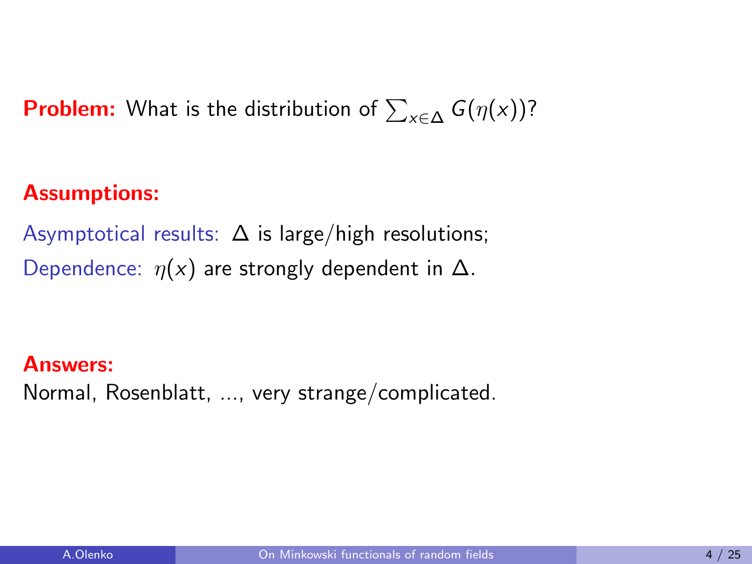**Problem:** What is the distribution of $\sum_{x \in \Delta} G(\eta(x))$?

**Assumptions:**

Asymptotical results: $\Delta$ is large/high resolutions;

Dependence: $\eta(x)$ are strongly dependent in $\Delta$.

**Answers:**

Normal, Rosenblatt, ..., very strange/complicated.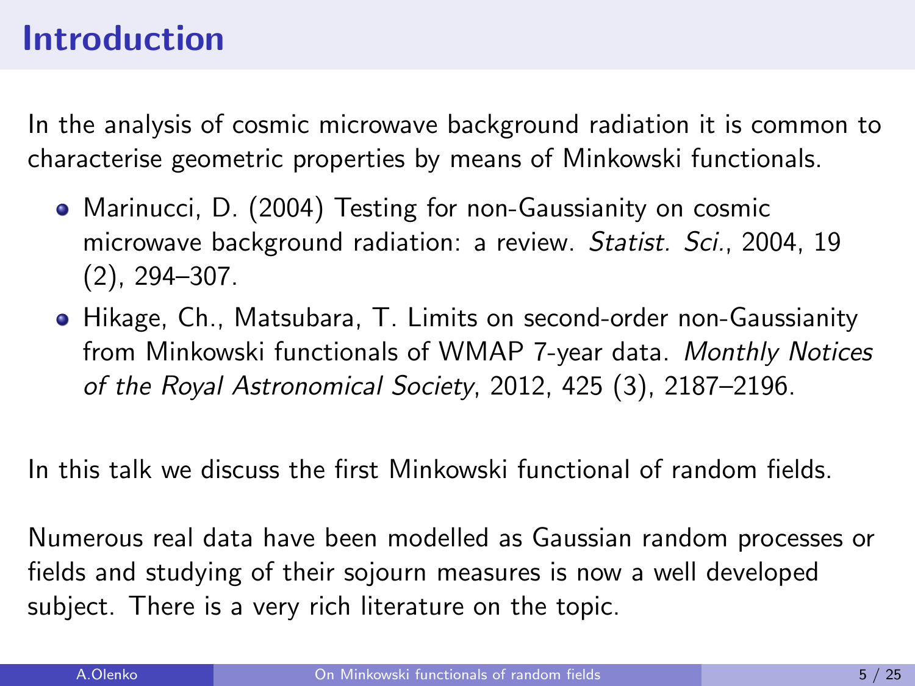# Introduction

In the analysis of cosmic microwave background radiation it is common to characterise geometric properties by means of Minkowski functionals.

- Marinucci, D. (2004) Testing for non-Gaussianity on cosmic microwave background radiation: a review. *Statist. Sci.*, 2004, 19 (2), 294–307.
- Hikage, Ch., Matsubara, T. Limits on second-order non-Gaussianity from Minkowski functionals of WMAP 7-year data. *Monthly Notices of the Royal Astronomical Society*, 2012, 425 (3), 2187–2196.

In this talk we discuss the first Minkowski functional of random fields.

Numerous real data have been modelled as Gaussian random processes or fields and studying of their sojourn measures is now a well developed subject. There is a very rich literature on the topic.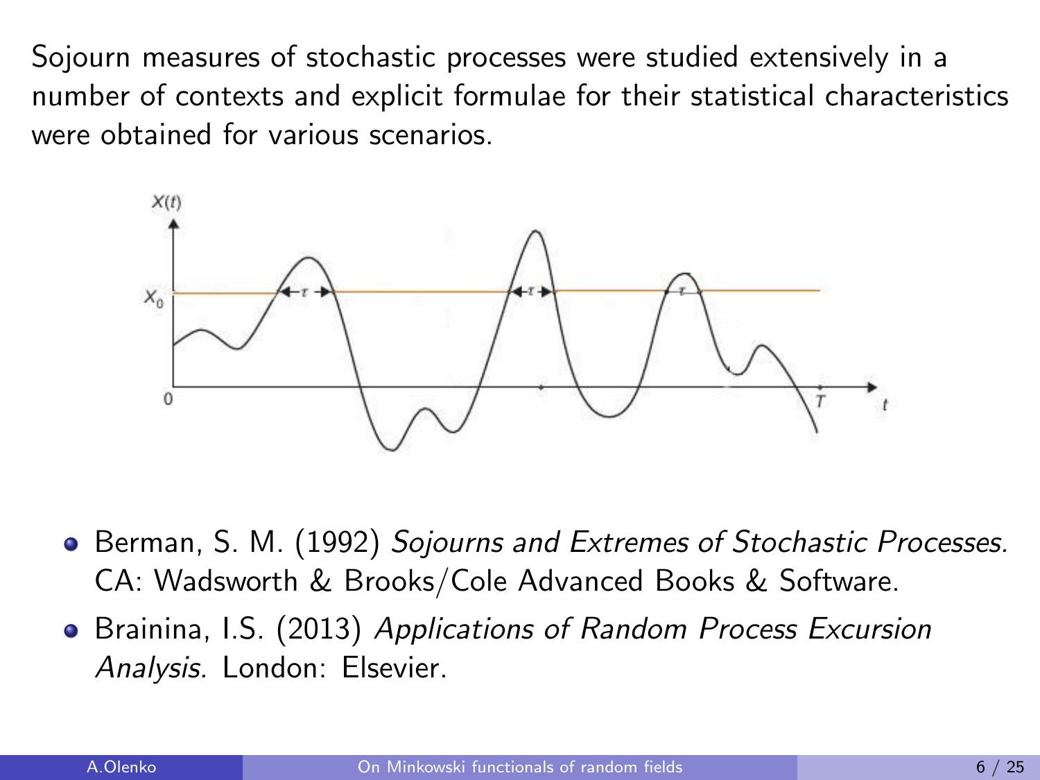Sojourn measures of stochastic processes were studied extensively in a number of contexts and explicit formulae for their statistical characteristics were obtained for various scenarios.

- Berman, S. M. (1992) *Sojourns and Extremes of Stochastic Processes.* CA: Wadsworth & Brooks/Cole Advanced Books & Software.
- Brainina, I.S. (2013) *Applications of Random Process Excursion Analysis.* London: Elsevier.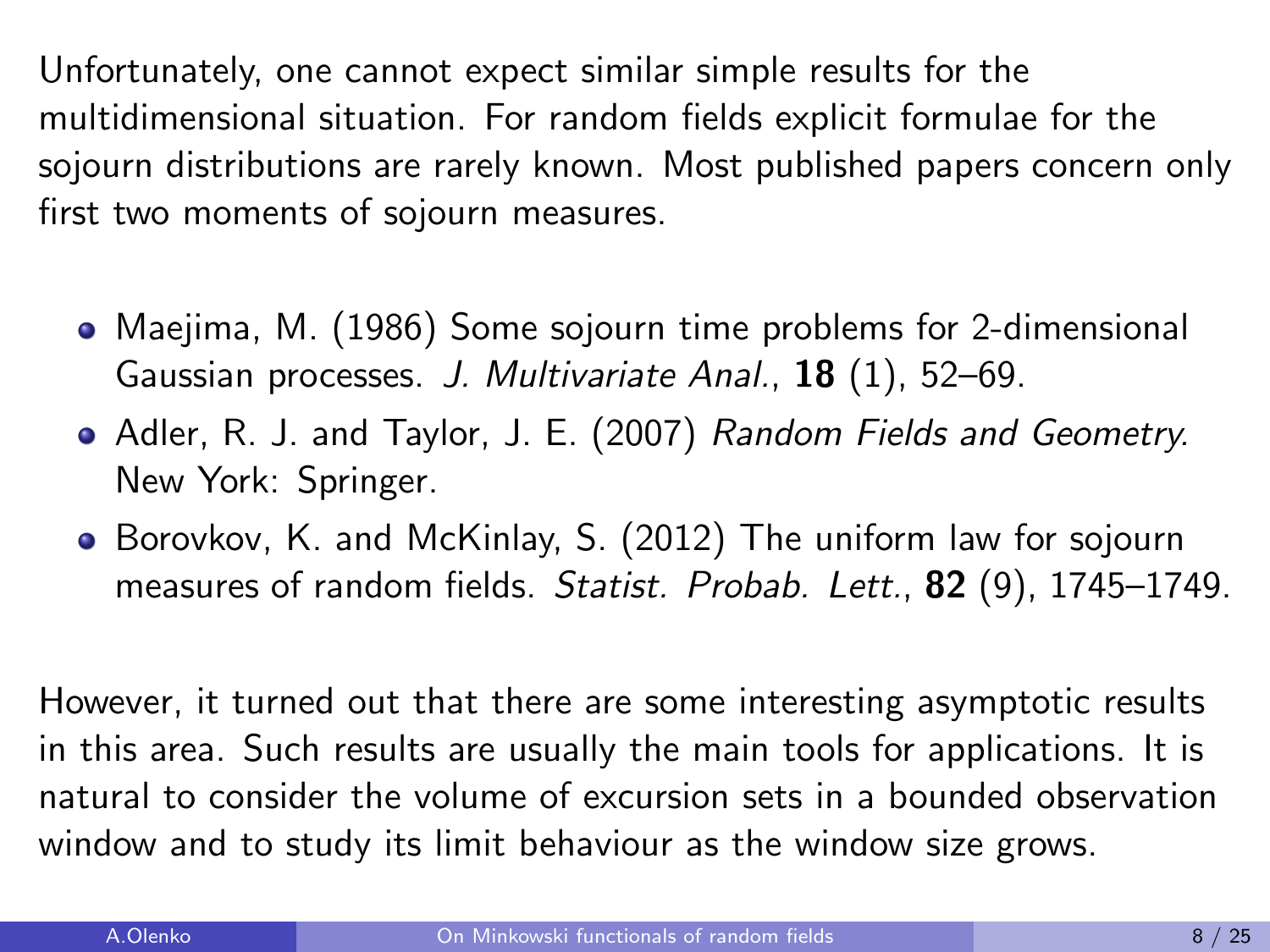Unfortunately, one cannot expect similar simple results for the multidimensional situation. For random fields explicit formulae for the sojourn distributions are rarely known. Most published papers concern only first two moments of sojourn measures.

- Maejima, M. (1986) Some sojourn time problems for 2-dimensional Gaussian processes. *J. Multivariate Anal.*, **18** (1), 52–69.
- Adler, R. J. and Taylor, J. E. (2007) *Random Fields and Geometry.* New York: Springer.
- Borovkov, K. and McKinlay, S. (2012) The uniform law for sojourn measures of random fields. *Statist. Probab. Lett.*, **82** (9), 1745–1749.

However, it turned out that there are some interesting asymptotic results in this area. Such results are usually the main tools for applications. It is natural to consider the volume of excursion sets in a bounded observation window and to study its limit behaviour as the window size grows.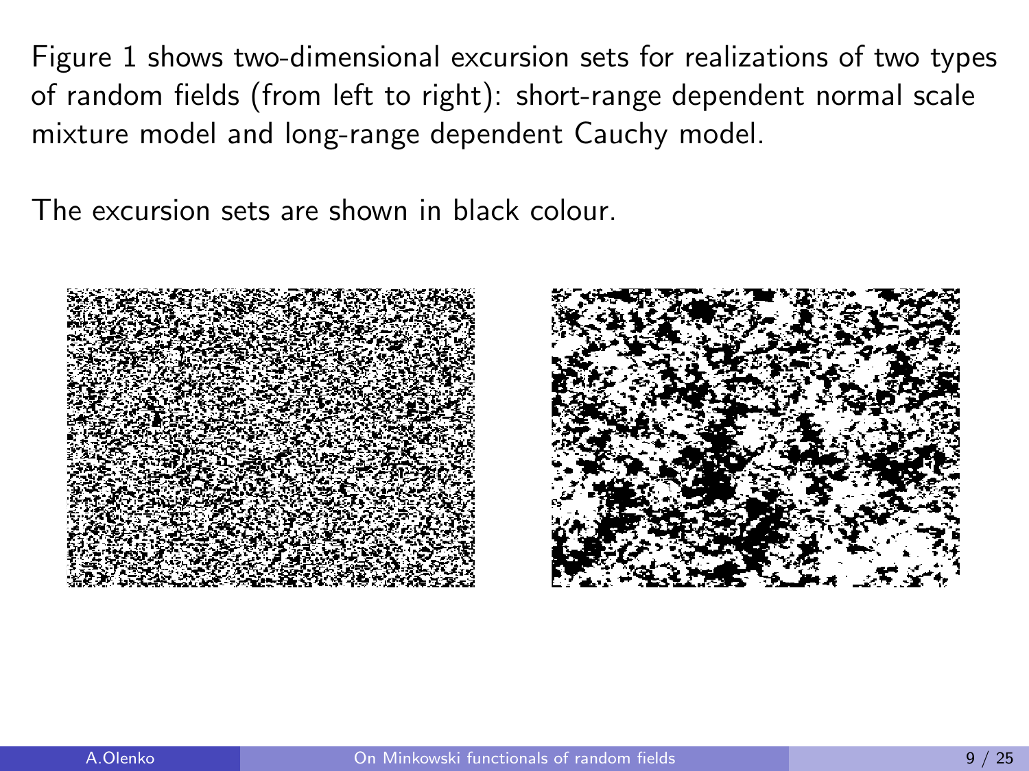Figure 1 shows two-dimensional excursion sets for realizations of two types of random fields (from left to right): short-range dependent normal scale mixture model and long-range dependent Cauchy model.

The excursion sets are shown in black colour.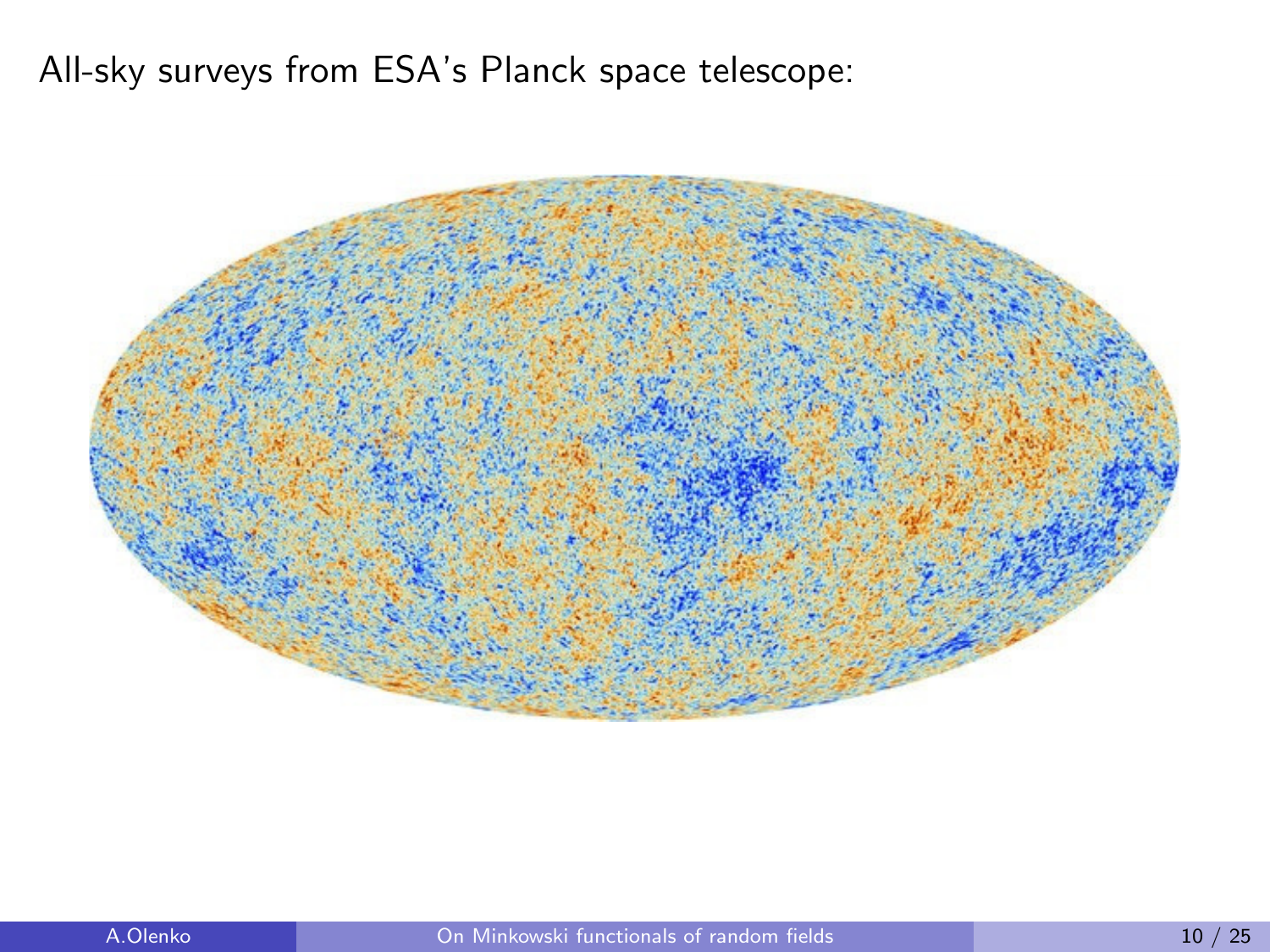All-sky surveys from ESA's Planck space telescope: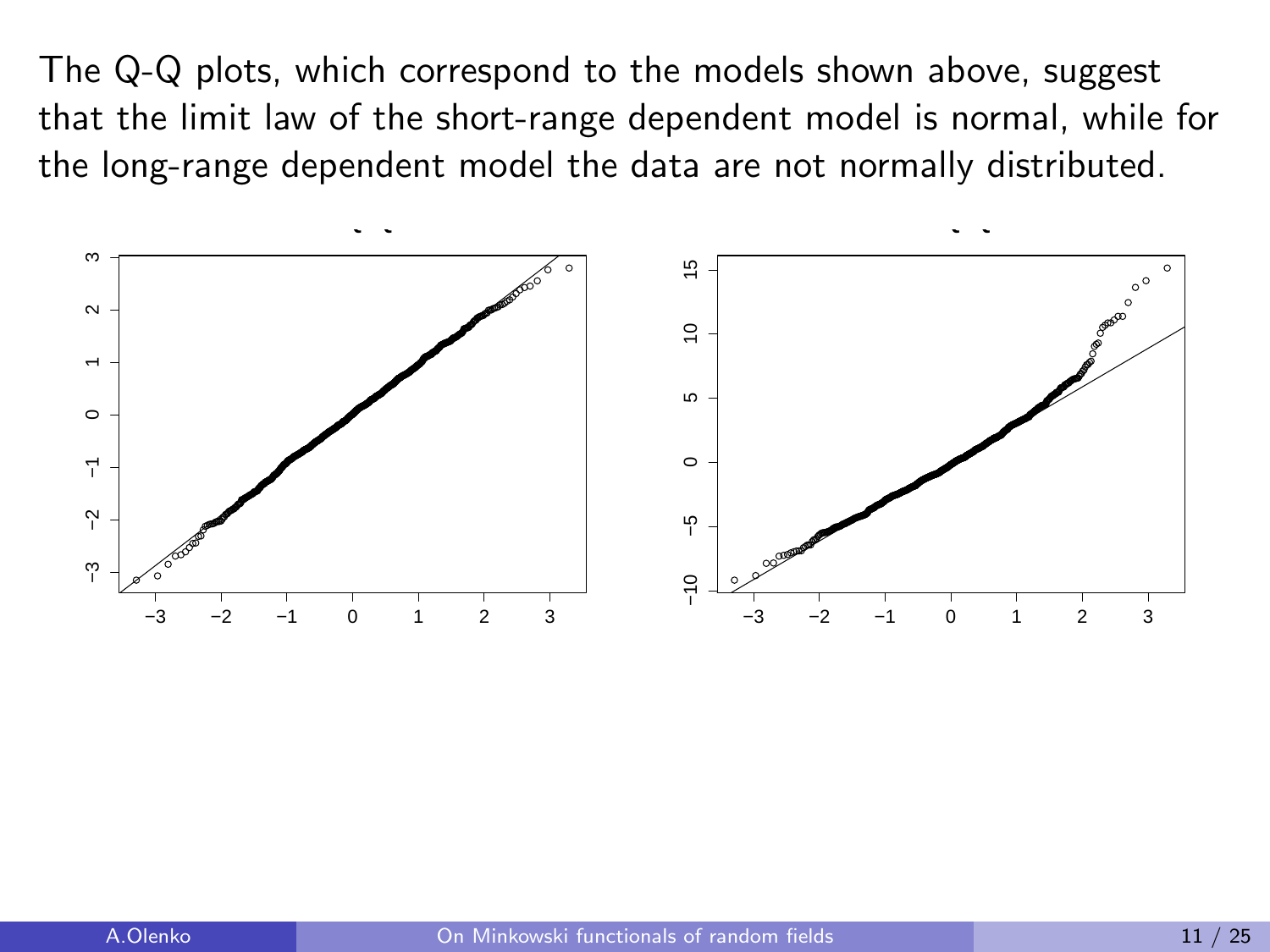The Q-Q plots, which correspond to the models shown above, suggest that the limit law of the short-range dependent model is normal, while for the long-range dependent model the data are not normally distributed.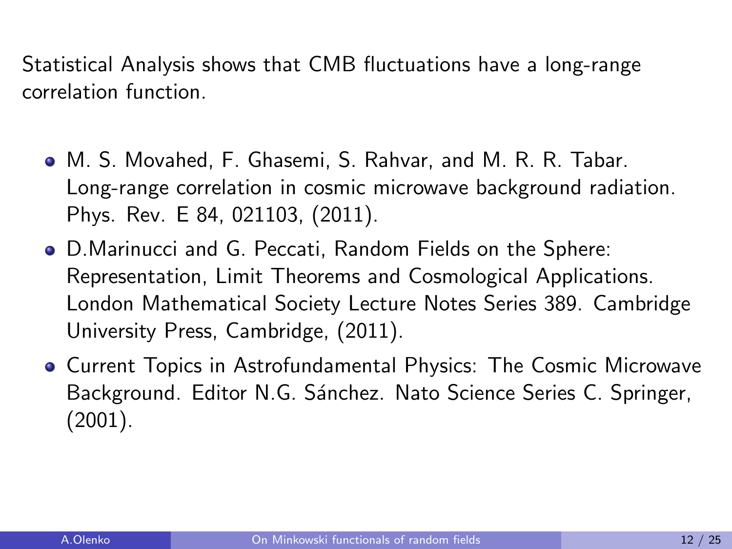Statistical Analysis shows that CMB fluctuations have a long-range correlation function.

- M. S. Movahed, F. Ghasemi, S. Rahvar, and M. R. R. Tabar. Long-range correlation in cosmic microwave background radiation. Phys. Rev. E 84, 021103, (2011).
- D.Marinucci and G. Peccati, Random Fields on the Sphere: Representation, Limit Theorems and Cosmological Applications. London Mathematical Society Lecture Notes Series 389. Cambridge University Press, Cambridge, (2011).
- Current Topics in Astrofundamental Physics: The Cosmic Microwave Background. Editor N.G. Sánchez. Nato Science Series C. Springer, (2001).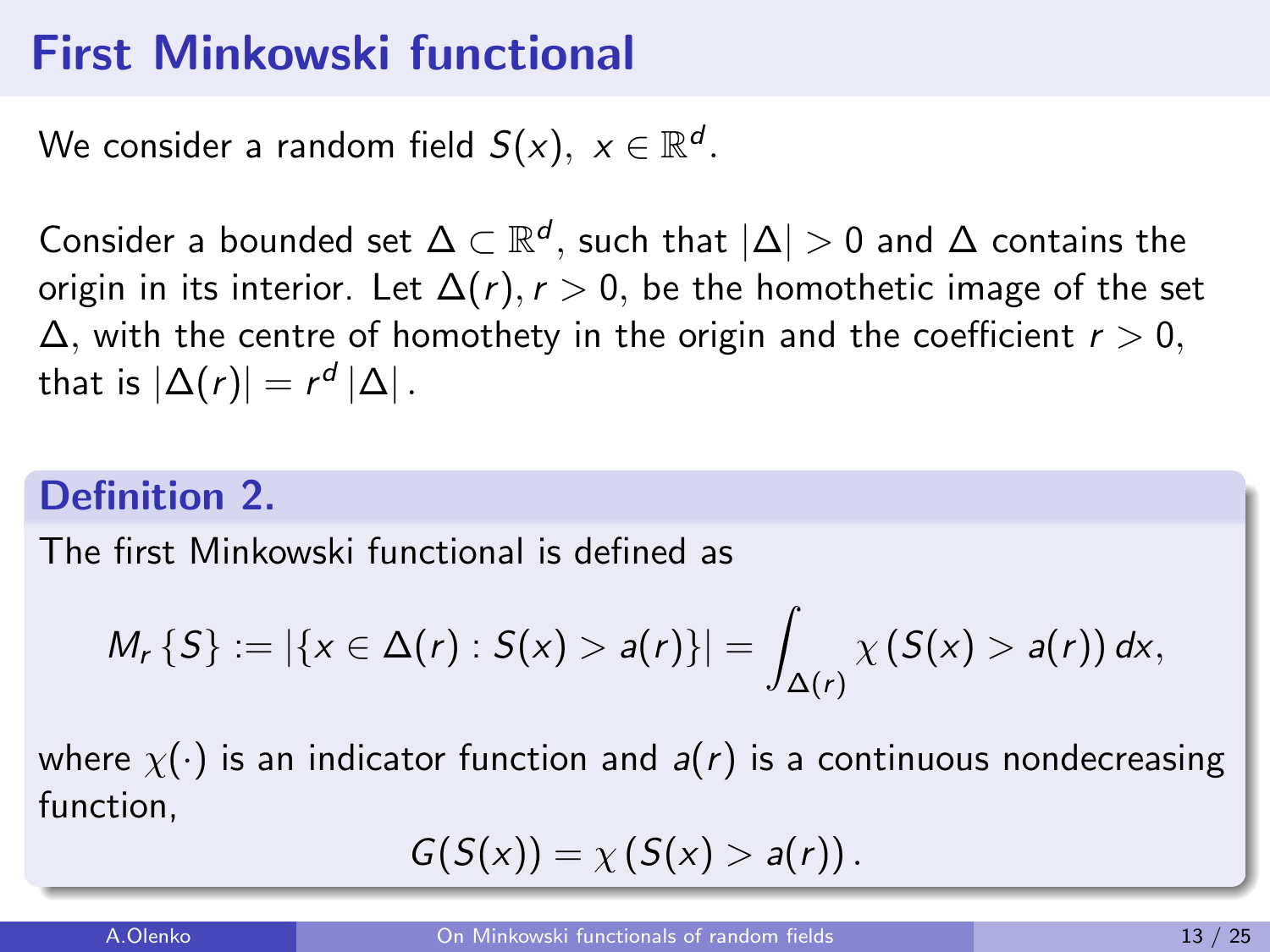# First Minkowski functional

We consider a random field $S(x),\ x \in \mathbb{R}^d$.

Consider a bounded set $\Delta \subset \mathbb{R}^d$, such that $|\Delta| > 0$ and $\Delta$ contains the origin in its interior. Let $\Delta(r), r > 0$, be the homothetic image of the set $\Delta$, with the centre of homothety in the origin and the coefficient $r > 0$, that is $|\Delta(r)| = r^d \, |\Delta|$.

**Definition 2.**

The first Minkowski functional is defined as

$$M_r \{S\} := |\{x \in \Delta(r) : S(x) > a(r)\}| = \int_{\Delta(r)} \chi \left(S(x) > a(r)\right) dx,$$

where $\chi(\cdot)$ is an indicator function and $a(r)$ is a continuous nondecreasing function,

$$G(S(x)) = \chi \left(S(x) > a(r)\right).$$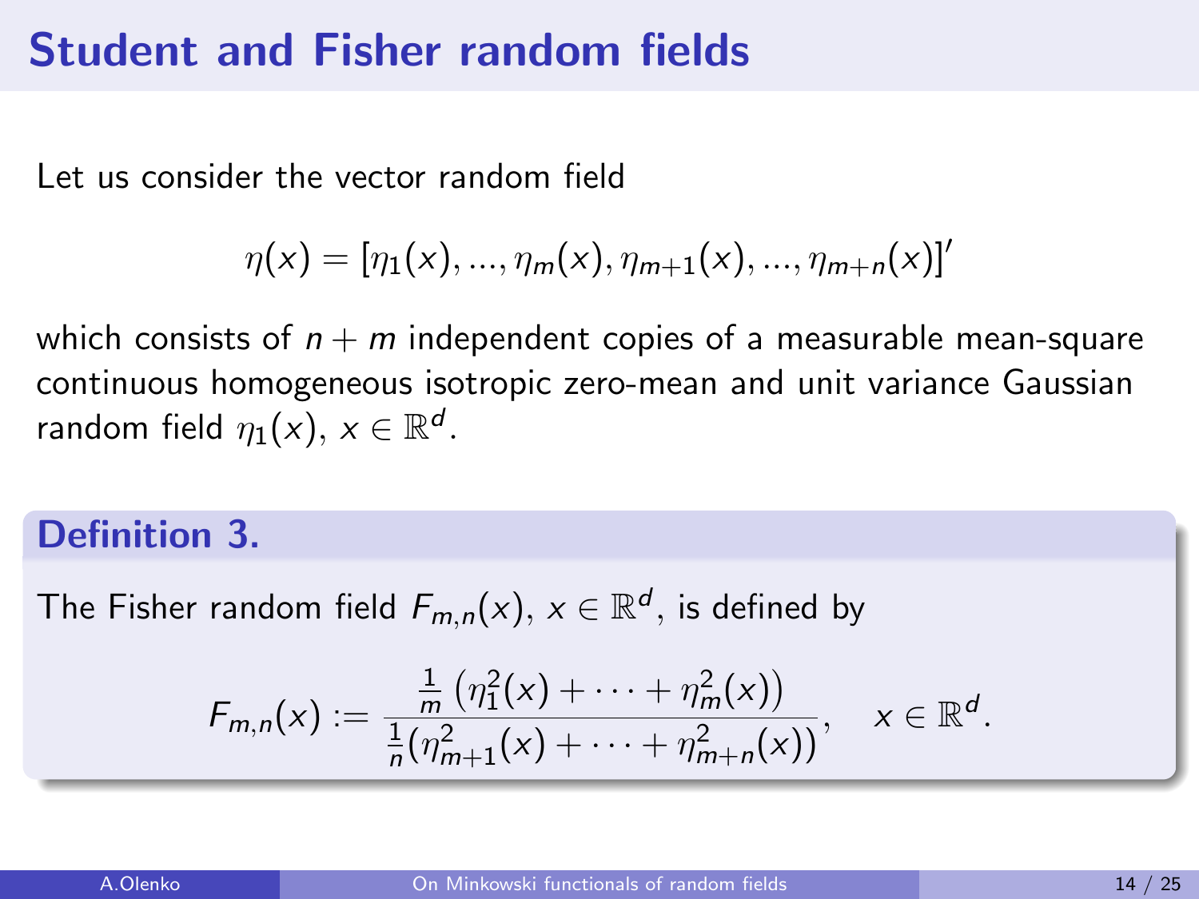# Student and Fisher random fields

Let us consider the vector random field

$$\eta(x) = [\eta_1(x), ..., \eta_m(x), \eta_{m+1}(x), ..., \eta_{m+n}(x)]'$$

which consists of $n + m$ independent copies of a measurable mean-square continuous homogeneous isotropic zero-mean and unit variance Gaussian random field $\eta_1(x)$, $x \in \mathbb{R}^d$.

**Definition 3.**

The Fisher random field $F_{m,n}(x)$, $x \in \mathbb{R}^d$, is defined by

$$F_{m,n}(x) := \frac{\frac{1}{m}\left(\eta_1^2(x) + \cdots + \eta_m^2(x)\right)}{\frac{1}{n}(\eta_{m+1}^2(x) + \cdots + \eta_{m+n}^2(x))}, \quad x \in \mathbb{R}^d.$$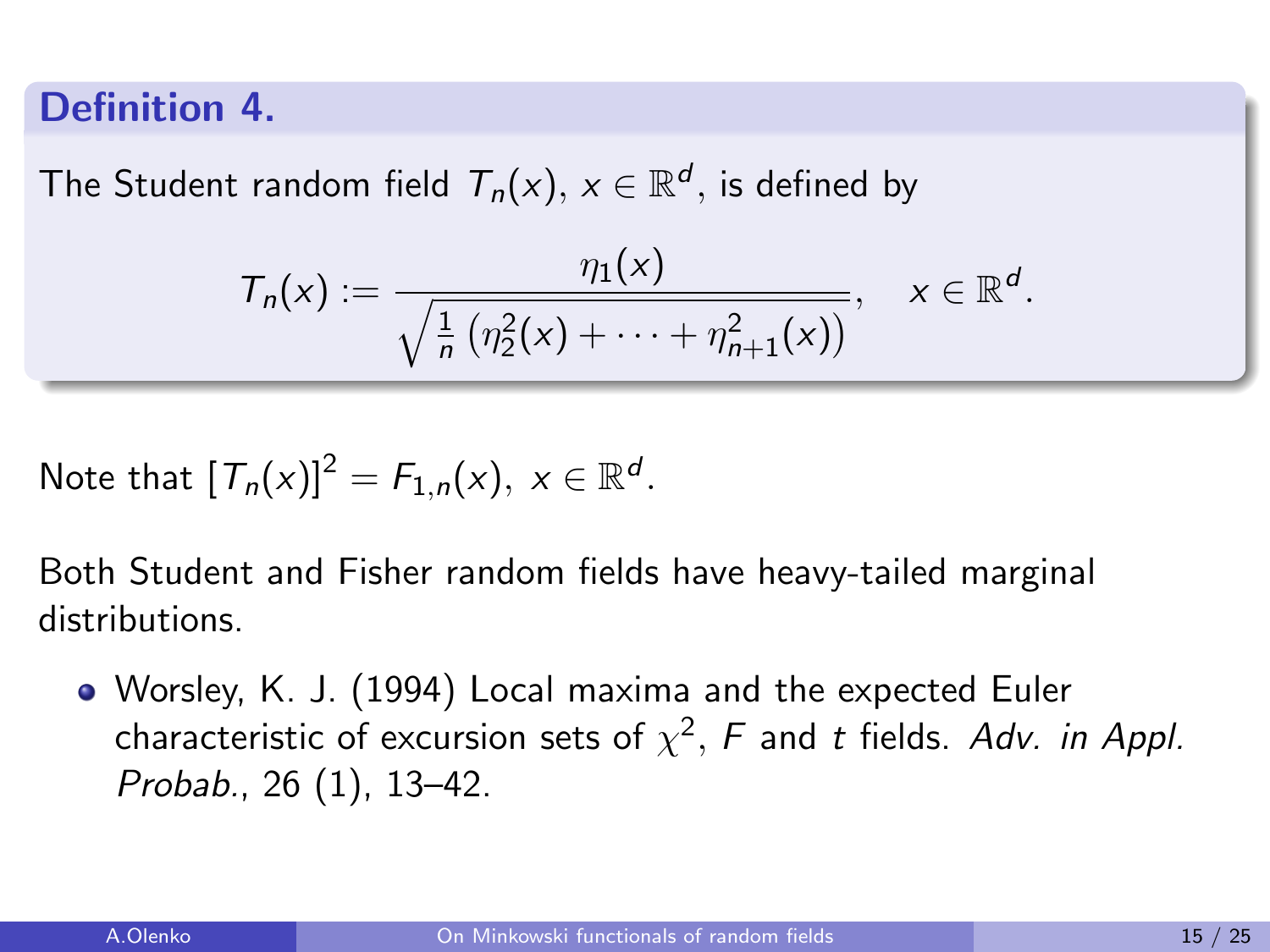**Definition 4.**

The Student random field $T_n(x)$, $x \in \mathbb{R}^d$, is defined by

$$T_n(x) := \frac{\eta_1(x)}{\sqrt{\frac{1}{n}\left(\eta_2^2(x) + \cdots + \eta_{n+1}^2(x)\right)}}, \quad x \in \mathbb{R}^d.$$

Note that $[T_n(x)]^2 = F_{1,n}(x), \ x \in \mathbb{R}^d$.

Both Student and Fisher random fields have heavy-tailed marginal distributions.

- Worsley, K. J. (1994) Local maxima and the expected Euler characteristic of excursion sets of $\chi^2$, $F$ and $t$ fields. *Adv. in Appl. Probab.*, 26 (1), 13–42.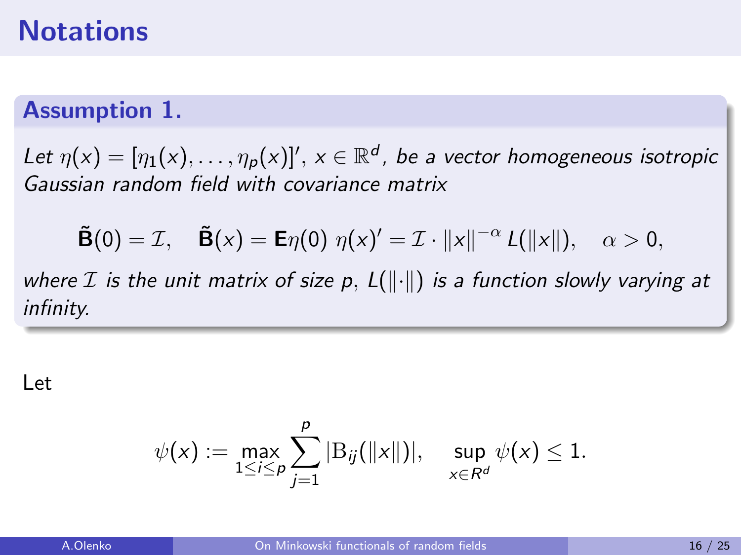# Notations

### Assumption 1.

*Let $\eta(x) = [\eta_1(x), \ldots, \eta_p(x)]'$, $x \in \mathbb{R}^d$, be a vector homogeneous isotropic Gaussian random field with covariance matrix*

$$\tilde{\mathbf{B}}(0) = \mathcal{I}, \quad \tilde{\mathbf{B}}(x) = \mathbf{E}\eta(0)\,\eta(x)' = \mathcal{I} \cdot \|x\|^{-\alpha} L(\|x\|), \quad \alpha > 0,$$

*where $\mathcal{I}$ is the unit matrix of size $p$, $L(\|\cdot\|)$ is a function slowly varying at infinity.*

Let

$$\psi(x) := \max_{1 \le i \le p} \sum_{j=1}^{p} |\mathrm{B}_{ij}(\|x\|)|, \quad \sup_{x \in R^d} \psi(x) \le 1.$$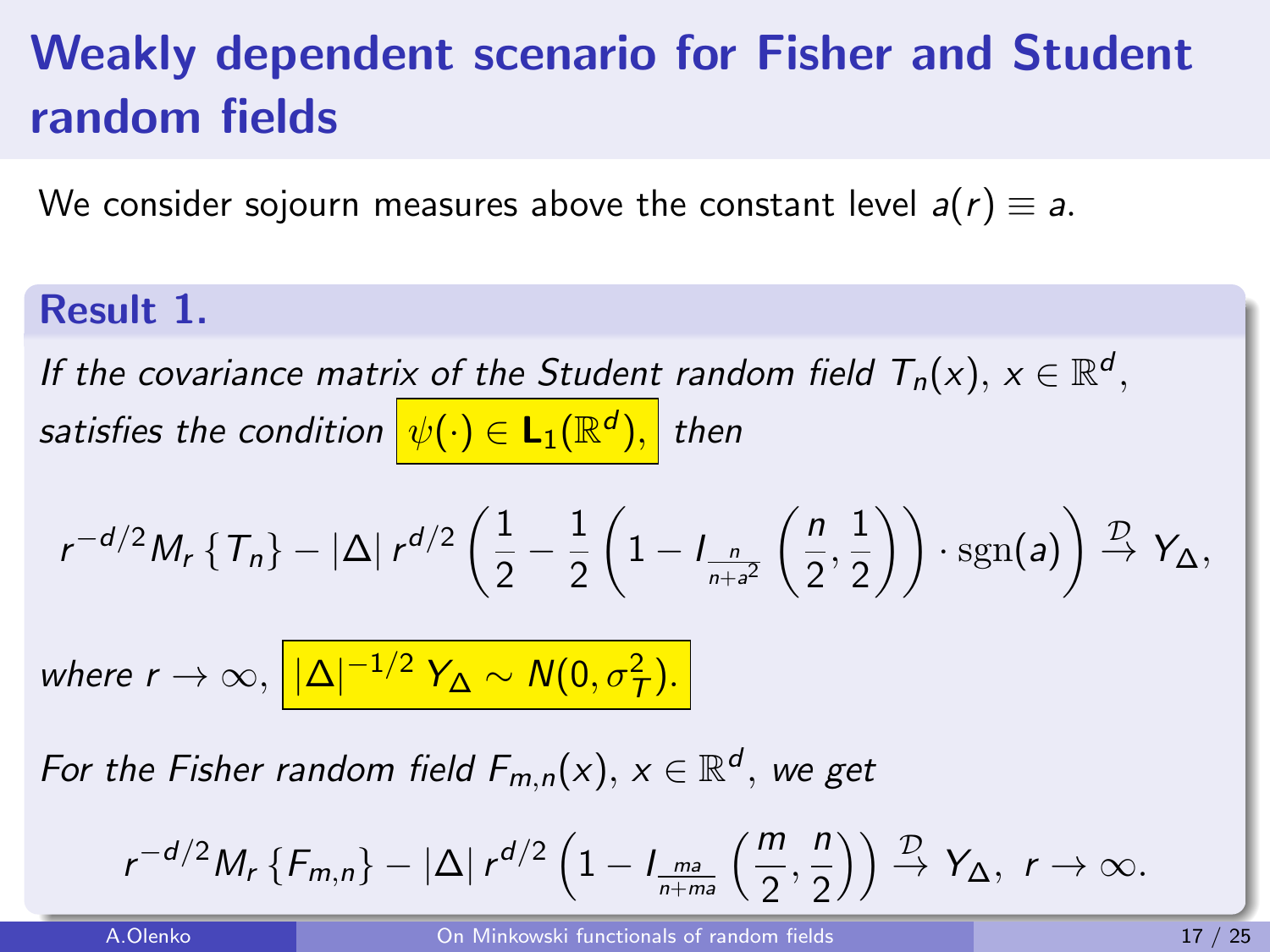# Weakly dependent scenario for Fisher and Student random fields

We consider sojourn measures above the constant level $a(r) \equiv a$.

**Result 1.**

*If the covariance matrix of the Student random field $T_n(x)$, $x \in \mathbb{R}^d$, satisfies the condition $\psi(\cdot) \in \mathbf{L}_1(\mathbb{R}^d)$, then*

$$r^{-d/2} M_r \{T_n\} - |\Delta| \, r^{d/2} \left( \frac{1}{2} - \frac{1}{2} \left( 1 - I_{\frac{n}{n+a^2}} \left( \frac{n}{2}, \frac{1}{2} \right) \right) \cdot \operatorname{sgn}(a) \right) \xrightarrow{\mathcal{D}} Y_\Delta,$$

*where $r \to \infty$, $|\Delta|^{-1/2} \, Y_\Delta \sim N(0, \sigma_T^2)$.*

*For the Fisher random field $F_{m,n}(x)$, $x \in \mathbb{R}^d$, we get*

$$r^{-d/2} M_r \{F_{m,n}\} - |\Delta| \, r^{d/2} \left( 1 - I_{\frac{ma}{n+ma}} \left( \frac{m}{2}, \frac{n}{2} \right) \right) \xrightarrow{\mathcal{D}} Y_\Delta, \ r \to \infty.$$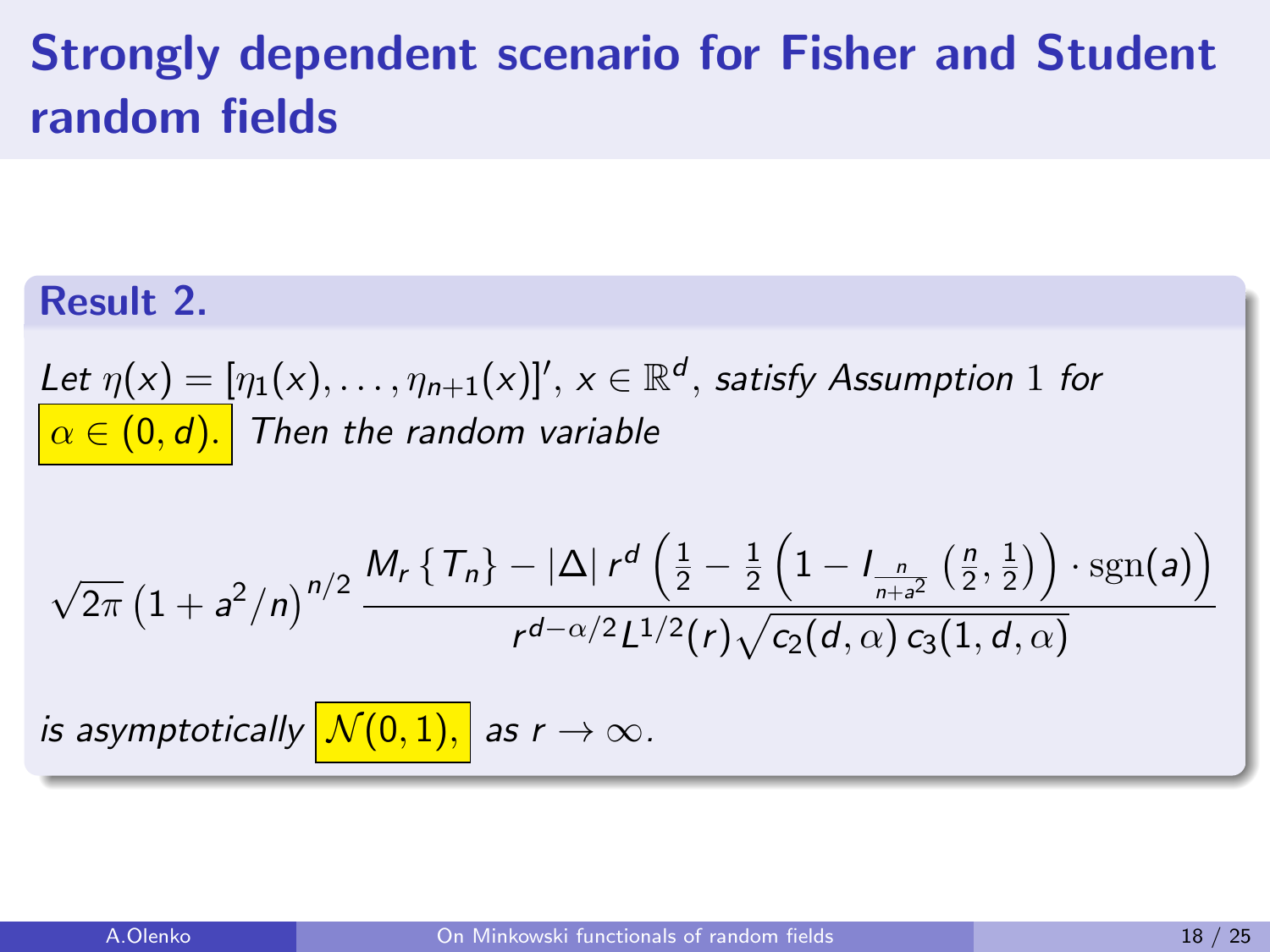# Strongly dependent scenario for Fisher and Student random fields

**Result 2.**

*Let* $\eta(x) = [\eta_1(x), \ldots, \eta_{n+1}(x)]'$, $x \in \mathbb{R}^d$, *satisfy Assumption* $1$ *for* $\alpha \in (0, d)$. *Then the random variable*

$$\sqrt{2\pi}\left(1 + a^2/n\right)^{n/2} \frac{M_r\{T_n\} - |\Delta|\, r^d \left(\frac{1}{2} - \frac{1}{2}\left(1 - I_{\frac{n}{n+a^2}}\left(\frac{n}{2}, \frac{1}{2}\right)\right) \cdot \operatorname{sgn}(a)\right)}{r^{d-\alpha/2} L^{1/2}(r) \sqrt{c_2(d,\alpha)\, c_3(1,d,\alpha)}}$$

*is asymptotically* $\mathcal{N}(0,1)$, *as* $r \to \infty$.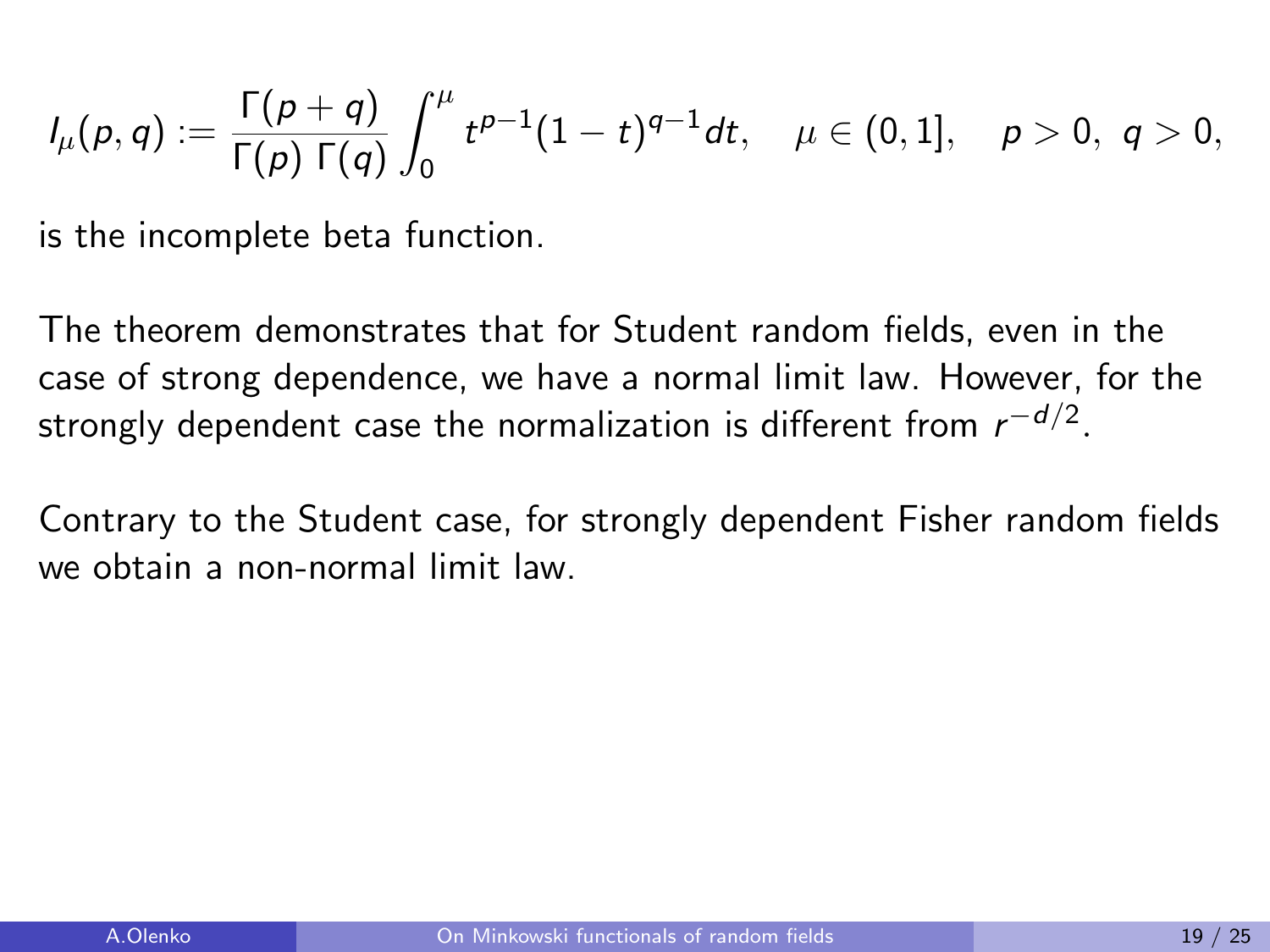$$I_{\mu}(p,q) := \frac{\Gamma(p+q)}{\Gamma(p)\,\Gamma(q)} \int_0^{\mu} t^{p-1}(1-t)^{q-1}dt, \quad \mu \in (0,1], \quad p > 0,\ q > 0,$$

is the incomplete beta function.

The theorem demonstrates that for Student random fields, even in the case of strong dependence, we have a normal limit law. However, for the strongly dependent case the normalization is different from $r^{-d/2}$.

Contrary to the Student case, for strongly dependent Fisher random fields we obtain a non-normal limit law.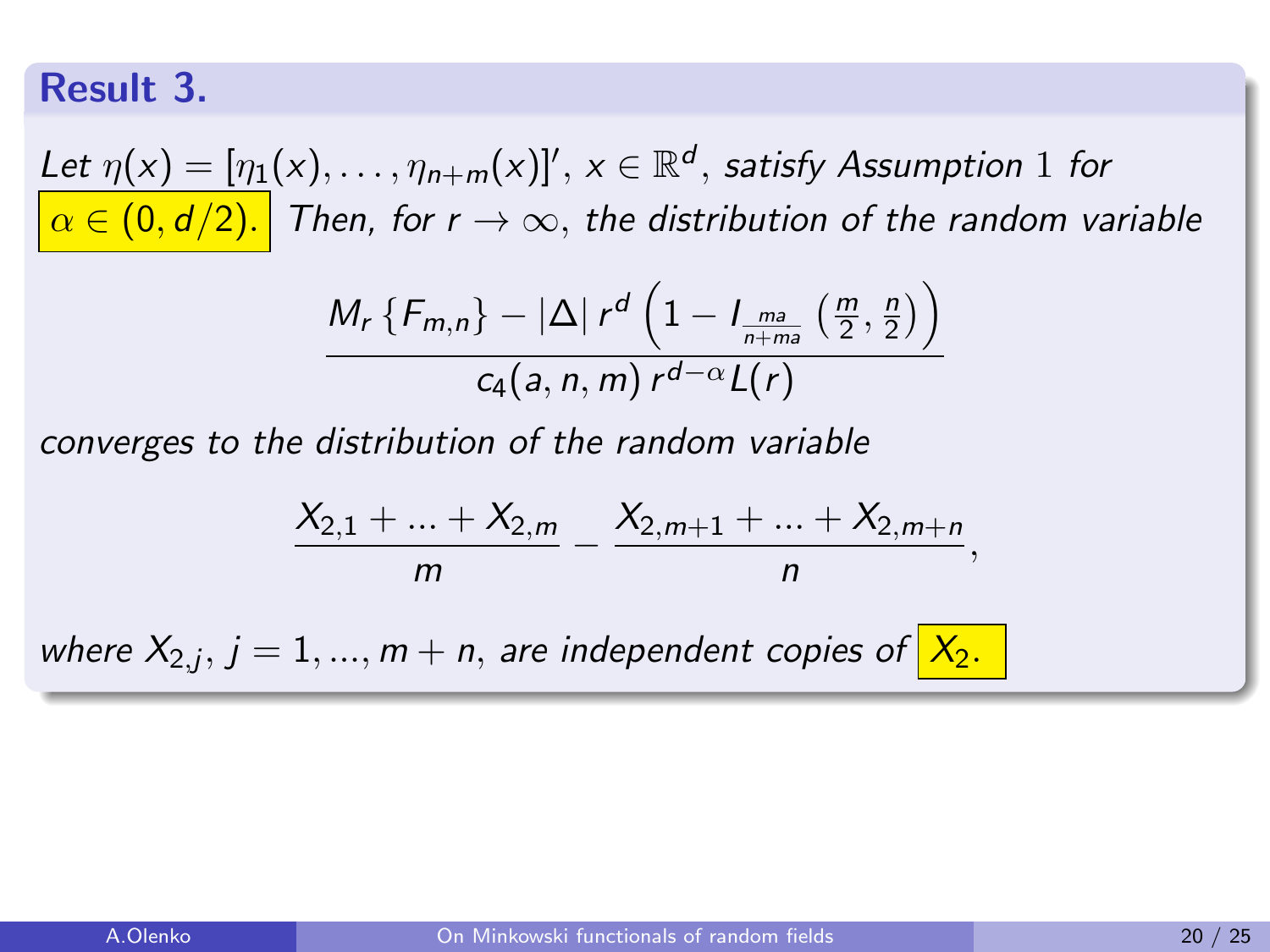## Result 3.

*Let* $\eta(x) = [\eta_1(x), \ldots, \eta_{n+m}(x)]'$, $x \in \mathbb{R}^d$, *satisfy Assumption* 1 *for* $\alpha \in (0, d/2)$. *Then, for* $r \to \infty$, *the distribution of the random variable*

$$\frac{M_r\left\{F_{m,n}\right\} - |\Delta|\, r^d \left(1 - I_{\frac{ma}{n+ma}}\left(\frac{m}{2}, \frac{n}{2}\right)\right)}{c_4(a, n, m)\, r^{d-\alpha} L(r)}$$

*converges to the distribution of the random variable*

$$\frac{X_{2,1} + \ldots + X_{2,m}}{m} - \frac{X_{2,m+1} + \ldots + X_{2,m+n}}{n},$$

*where* $X_{2,j}$, $j = 1, \ldots, m+n$, *are independent copies of* $X_2$.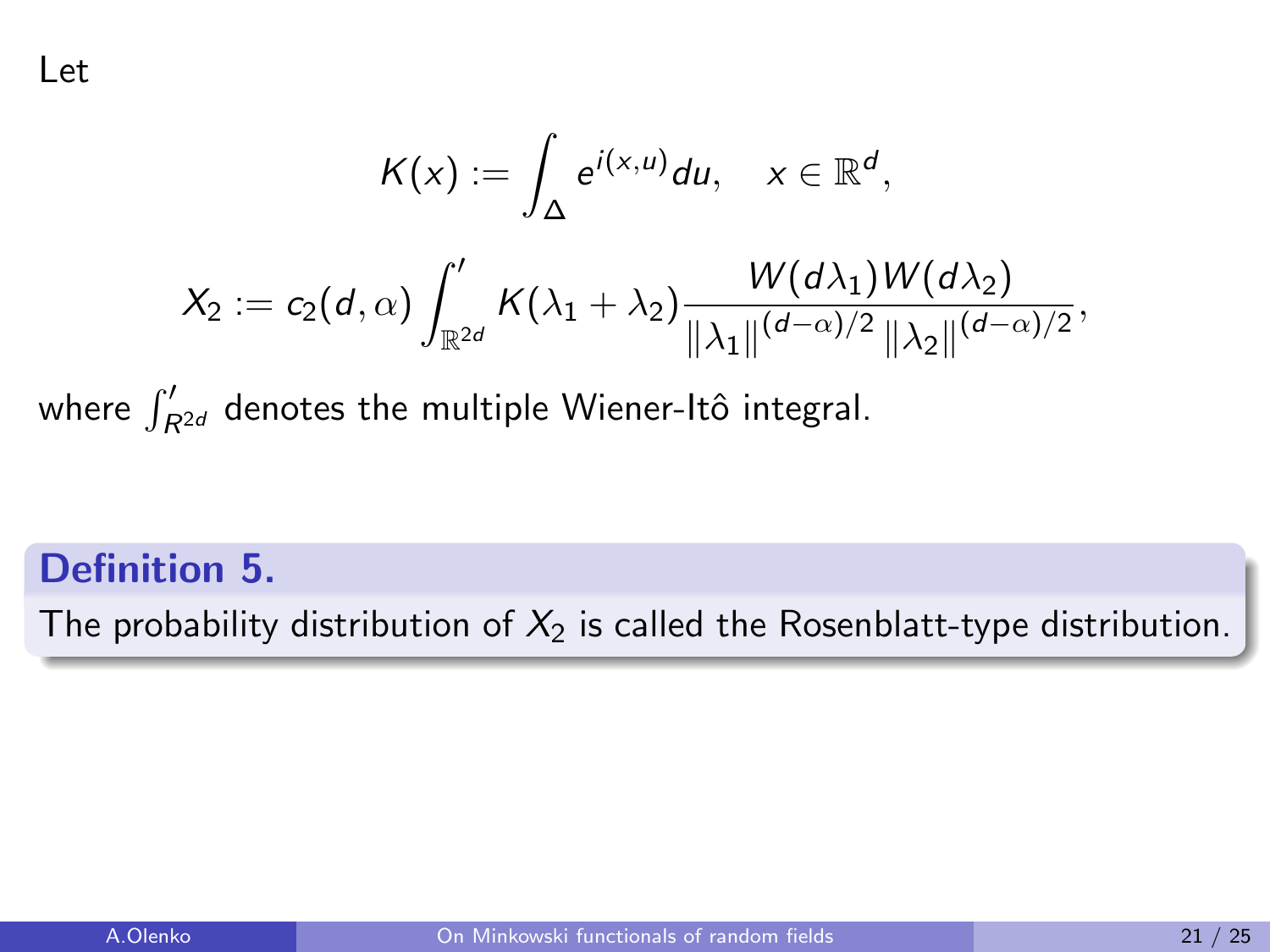Let

$$K(x) := \int_{\Delta} e^{i(x,u)} du, \quad x \in \mathbb{R}^d,$$

$$X_2 := c_2(d,\alpha) \int_{\mathbb{R}^{2d}}' K(\lambda_1 + \lambda_2) \frac{W(d\lambda_1)W(d\lambda_2)}{\|\lambda_1\|^{(d-\alpha)/2} \|\lambda_2\|^{(d-\alpha)/2}},$$

where $\int_{R^{2d}}'$ denotes the multiple Wiener-Itô integral.

**Definition 5.**

The probability distribution of $X_2$ is called the Rosenblatt-type distribution.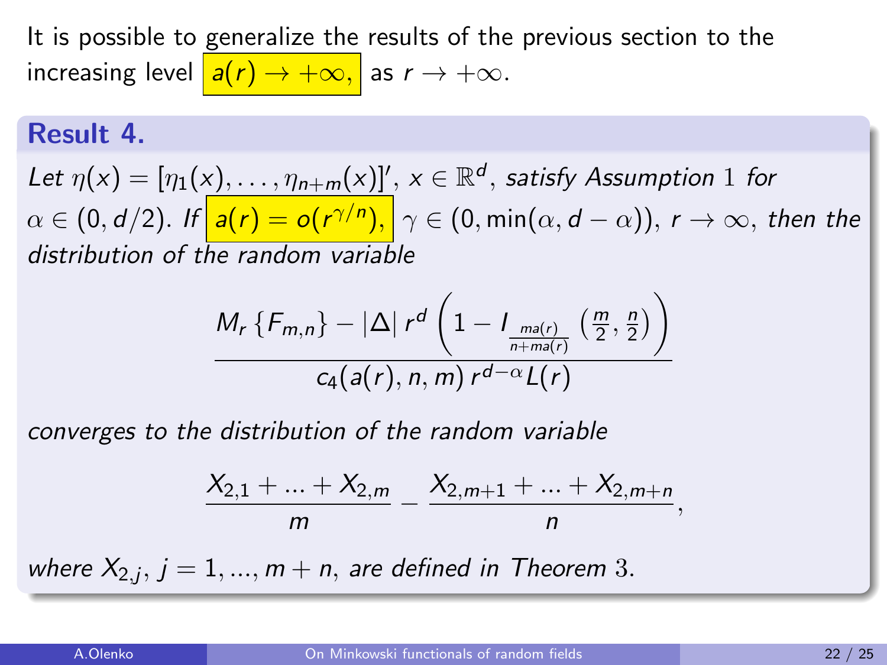It is possible to generalize the results of the previous section to the increasing level $a(r) \to +\infty,$ as $r \to +\infty$.

**Result 4.**

*Let* $\eta(x) = [\eta_1(x), \ldots, \eta_{n+m}(x)]'$, $x \in \mathbb{R}^d$, *satisfy Assumption* 1 *for* $\alpha \in (0, d/2)$. *If* $a(r) = o(r^{\gamma/n}),$ $\gamma \in (0, \min(\alpha, d-\alpha))$, $r \to \infty$, *then the distribution of the random variable*

$$\frac{M_r\{F_{m,n}\} - |\Delta|\, r^d \left(1 - I_{\frac{ma(r)}{n+ma(r)}}\left(\frac{m}{2}, \frac{n}{2}\right)\right)}{c_4(a(r), n, m)\, r^{d-\alpha} L(r)}$$

*converges to the distribution of the random variable*

$$\frac{X_{2,1} + \ldots + X_{2,m}}{m} - \frac{X_{2,m+1} + \ldots + X_{2,m+n}}{n},$$

*where* $X_{2,j}$, $j = 1, \ldots, m+n$, *are defined in Theorem* 3.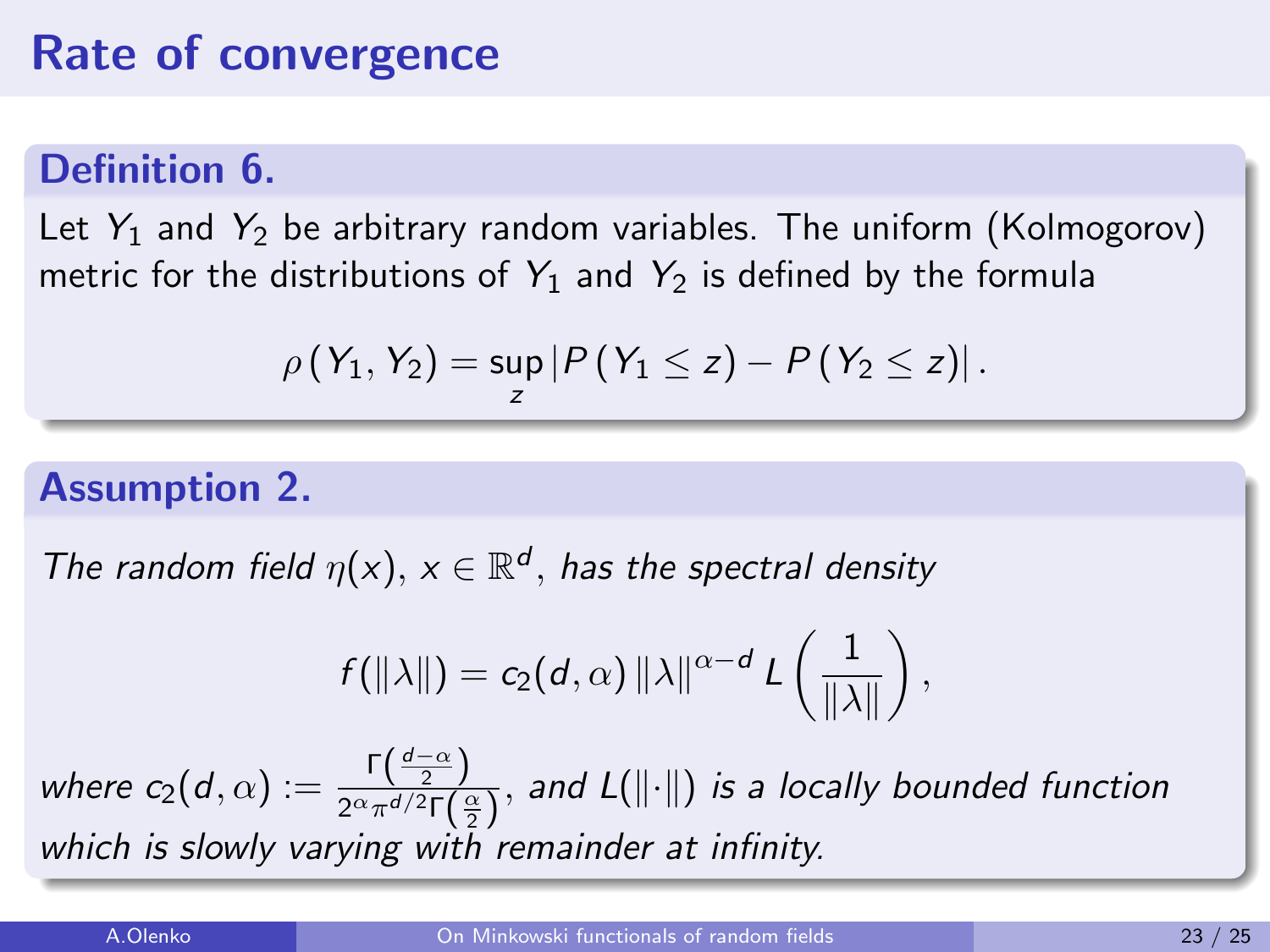# Rate of convergence

**Definition 6.**

Let $Y_1$ and $Y_2$ be arbitrary random variables. The uniform (Kolmogorov) metric for the distributions of $Y_1$ and $Y_2$ is defined by the formula

$$\rho\left(Y_1, Y_2\right) = \sup_z \left|P\left(Y_1 \leq z\right) - P\left(Y_2 \leq z\right)\right|.$$

**Assumption 2.**

*The random field $\eta(x)$, $x \in \mathbb{R}^d$, has the spectral density*

$$f(\|\lambda\|) = c_2(d,\alpha)\,\|\lambda\|^{\alpha-d}\, L\left(\frac{1}{\|\lambda\|}\right),$$

*where $c_2(d,\alpha) := \frac{\Gamma\left(\frac{d-\alpha}{2}\right)}{2^{\alpha}\pi^{d/2}\Gamma\left(\frac{\alpha}{2}\right)}$, and $L(\|\cdot\|)$ is a locally bounded function which is slowly varying with remainder at infinity.*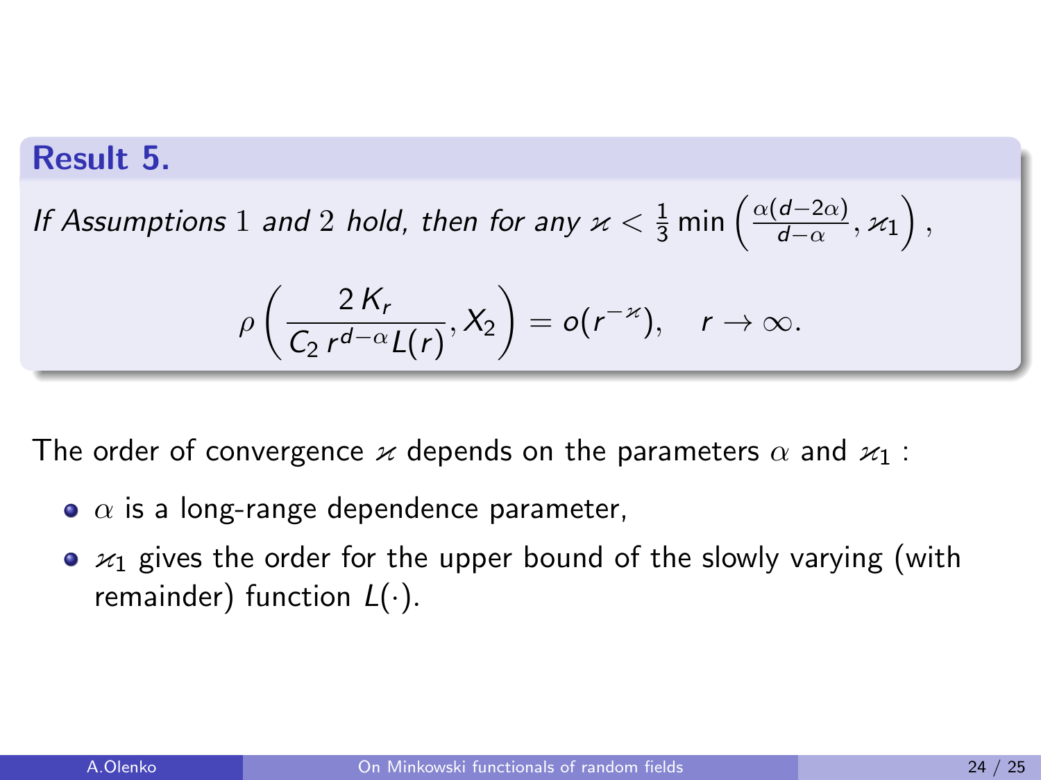**Result 5.**

*If Assumptions* 1 *and* 2 *hold, then for any* $\varkappa < \frac{1}{3}\min\left(\frac{\alpha(d-2\alpha)}{d-\alpha}, \varkappa_1\right)$,

$$\rho\left(\frac{2\,K_r}{C_2\,r^{d-\alpha}L(r)}, X_2\right) = o(r^{-\varkappa}), \quad r \to \infty.$$

The order of convergence $\varkappa$ depends on the parameters $\alpha$ and $\varkappa_1$ :

- $\alpha$ is a long-range dependence parameter,
- $\varkappa_1$ gives the order for the upper bound of the slowly varying (with remainder) function $L(\cdot)$.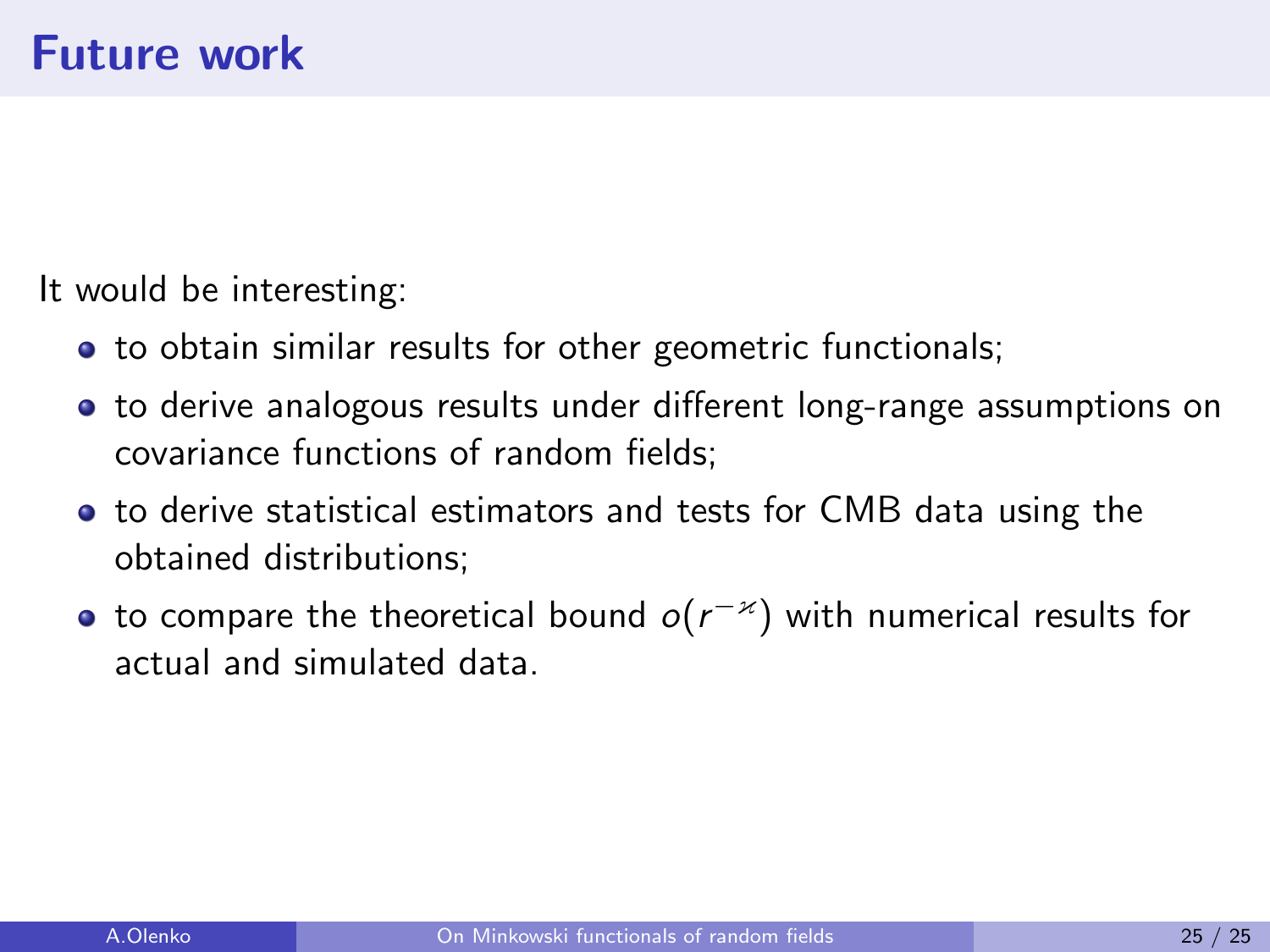# Future work

It would be interesting:

- to obtain similar results for other geometric functionals;
- to derive analogous results under different long-range assumptions on covariance functions of random fields;
- to derive statistical estimators and tests for CMB data using the obtained distributions;
- to compare the theoretical bound $o(r^{-\varkappa})$ with numerical results for actual and simulated data.